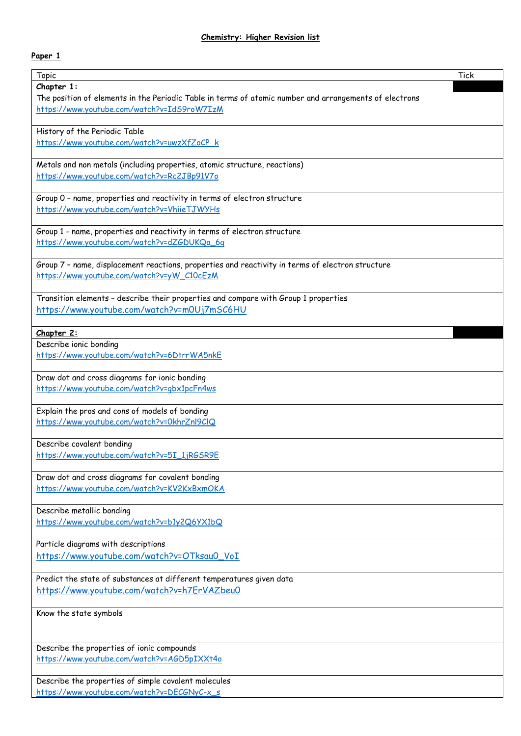**Chemistry: Higher Revision list**

**Paper 1**

| Topic | Tick |
|---|---|
| **Chapter 1:** | |
| The position of elements in the Periodic Table in terms of atomic number and arrangements of electrons https://www.youtube.com/watch?v=IdS9roW7IzM | |
| History of the Periodic Table https://www.youtube.com/watch?v=uwzXfZoCP_k | |
| Metals and non metals (including properties, atomic structure, reactions) https://www.youtube.com/watch?v=Rc2JBp91V7o | |
| Group 0 – name, properties and reactivity in terms of electron structure https://www.youtube.com/watch?v=VhiieTJWYHs | |
| Group 1 - name, properties and reactivity in terms of electron structure https://www.youtube.com/watch?v=dZGDUKQa_6g | |
| Group 7 – name, displacement reactions, properties and reactivity in terms of electron structure https://www.youtube.com/watch?v=yW_C10cEzM | |
| Transition elements – describe their properties and compare with Group 1 properties https://www.youtube.com/watch?v=m0Uj7mSC6HU | |
| **Chapter 2:** | |
| Describe ionic bonding https://www.youtube.com/watch?v=6DtrrWA5nkE | |
| Draw dot and cross diagrams for ionic bonding https://www.youtube.com/watch?v=gbx1pcFn4ws | |
| Explain the pros and cons of models of bonding https://www.youtube.com/watch?v=0khrZnl9ClQ | |
| Describe covalent bonding https://www.youtube.com/watch?v=5I_1jRGSR9E | |
| Draw dot and cross diagrams for covalent bonding https://www.youtube.com/watch?v=KV2KxBxmOKA | |
| Describe metallic bonding https://www.youtube.com/watch?v=b1y2Q6YX1bQ | |
| Particle diagrams with descriptions https://www.youtube.com/watch?v=OTksau0_VoI | |
| Predict the state of substances at different temperatures given data https://www.youtube.com/watch?v=h7ErVAZbeu0 | |
| Know the state symbols | |
| Describe the properties of ionic compounds https://www.youtube.com/watch?v=AGD5pIXXt4o | |
| Describe the properties of simple covalent molecules https://www.youtube.com/watch?v=DECGNyC-x_s | |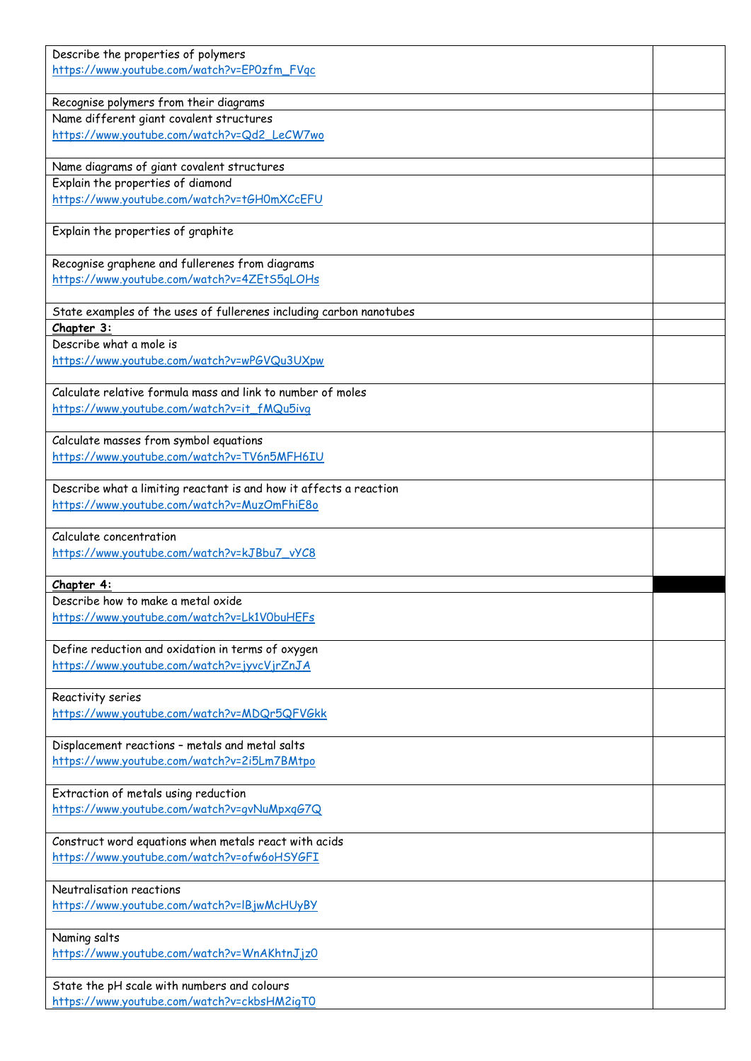| | |
|---|---|
| Describe the properties of polymers<br>https://www.youtube.com/watch?v=EP0zfm_FVqc | |
| Recognise polymers from their diagrams | |
| Name different giant covalent structures<br>https://www.youtube.com/watch?v=Qd2_LeCW7wo | |
| Name diagrams of giant covalent structures | |
| Explain the properties of diamond<br>https://www.youtube.com/watch?v=tGH0mXCcEFU | |
| Explain the properties of graphite | |
| Recognise graphene and fullerenes from diagrams<br>https://www.youtube.com/watch?v=4ZEtS5qLOHs | |
| State examples of the uses of fullerenes including carbon nanotubes | |
| ***Chapter 3:*** | |
| Describe what a mole is<br>https://www.youtube.com/watch?v=wPGVQu3UXpw | |
| Calculate relative formula mass and link to number of moles<br>https://www.youtube.com/watch?v=it_fMQu5ivg | |
| Calculate masses from symbol equations<br>https://www.youtube.com/watch?v=TV6n5MFH6IU | |
| Describe what a limiting reactant is and how it affects a reaction<br>https://www.youtube.com/watch?v=MuzOmFhiE8o | |
| Calculate concentration<br>https://www.youtube.com/watch?v=kJBbu7_vYC8 | |
| ***Chapter 4:*** | |
| Describe how to make a metal oxide<br>https://www.youtube.com/watch?v=Lk1V0buHEFs | |
| Define reduction and oxidation in terms of oxygen<br>https://www.youtube.com/watch?v=jyvcVjrZnJA | |
| Reactivity series<br>https://www.youtube.com/watch?v=MDQr5QFVGkk | |
| Displacement reactions – metals and metal salts<br>https://www.youtube.com/watch?v=2i5Lm7BMtpo | |
| Extraction of metals using reduction<br>https://www.youtube.com/watch?v=gvNuMpxqG7Q | |
| Construct word equations when metals react with acids<br>https://www.youtube.com/watch?v=ofw6oHSYGFI | |
| Neutralisation reactions<br>https://www.youtube.com/watch?v=lBjwMcHUyBY | |
| Naming salts<br>https://www.youtube.com/watch?v=WnAKhtnJjz0 | |
| State the pH scale with numbers and colours<br>https://www.youtube.com/watch?v=ckbsHM2igT0 | |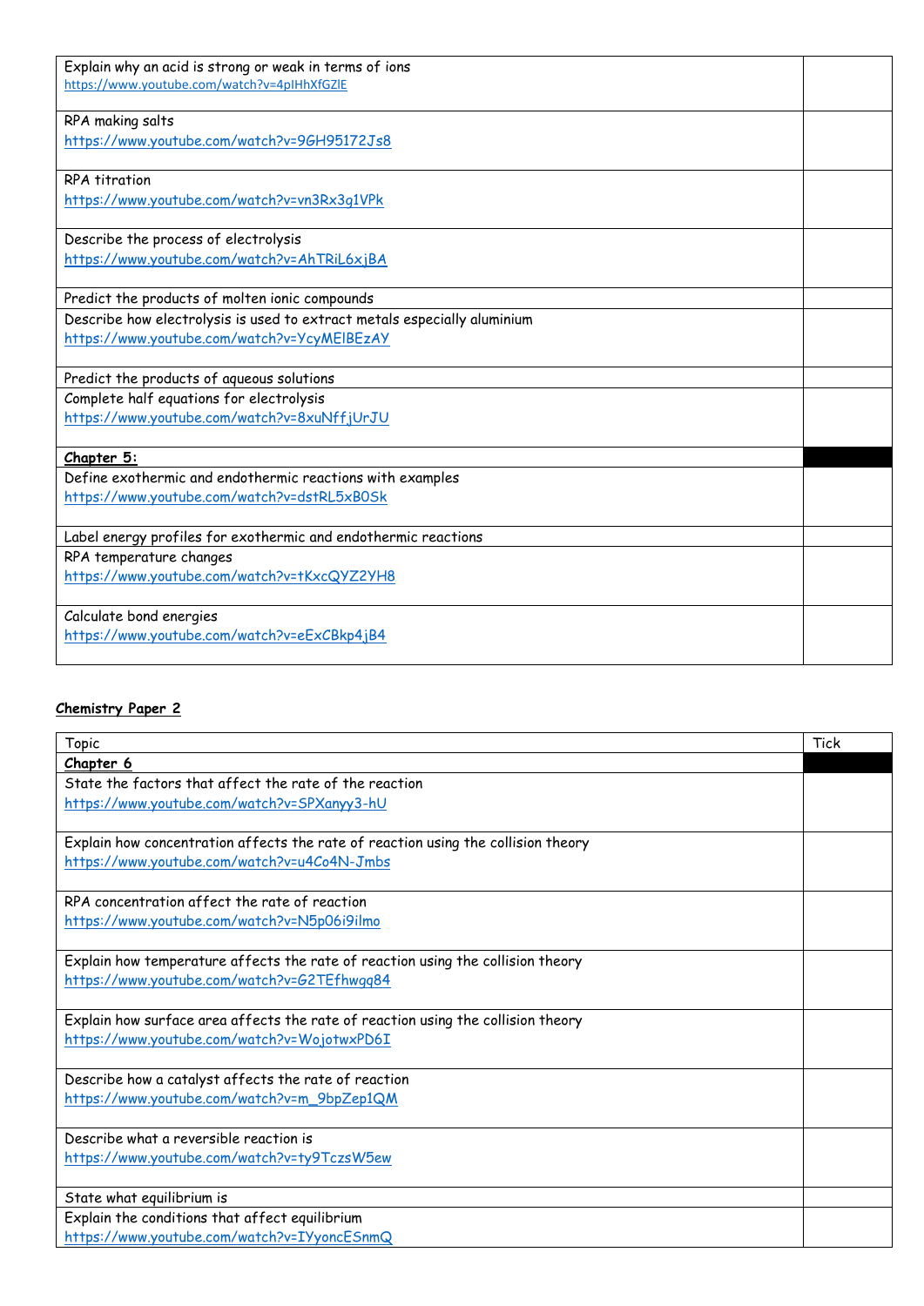| | |
|---|---|
| Explain why an acid is strong or weak in terms of ions<br>https://www.youtube.com/watch?v=4pIHhXfGZlE | |
| RPA making salts<br>https://www.youtube.com/watch?v=9GH95172Js8 | |
| RPA titration<br>https://www.youtube.com/watch?v=vn3Rx3g1VPk | |
| Describe the process of electrolysis<br>https://www.youtube.com/watch?v=AhTRiL6xjBA | |
| Predict the products of molten ionic compounds | |
| Describe how electrolysis is used to extract metals especially aluminium<br>https://www.youtube.com/watch?v=YcyMElBEzAY | |
| Predict the products of aqueous solutions | |
| Complete half equations for electrolysis<br>https://www.youtube.com/watch?v=8xuNffjUrJU | |
| **Chapter 5:** | |
| Define exothermic and endothermic reactions with examples<br>https://www.youtube.com/watch?v=dstRL5xB0Sk | |
| Label energy profiles for exothermic and endothermic reactions | |
| RPA temperature changes<br>https://www.youtube.com/watch?v=tKxcQYZ2YH8 | |
| Calculate bond energies<br>https://www.youtube.com/watch?v=eExCBkp4jB4 | |

**Chemistry Paper 2**

| Topic | Tick |
|---|---|
| **Chapter 6** | |
| State the factors that affect the rate of the reaction<br>https://www.youtube.com/watch?v=SPXanyy3-hU | |
| Explain how concentration affects the rate of reaction using the collision theory<br>https://www.youtube.com/watch?v=u4Co4N-Jmbs | |
| RPA concentration affect the rate of reaction<br>https://www.youtube.com/watch?v=N5p06i9ilmo | |
| Explain how temperature affects the rate of reaction using the collision theory<br>https://www.youtube.com/watch?v=G2TEfhwgq84 | |
| Explain how surface area affects the rate of reaction using the collision theory<br>https://www.youtube.com/watch?v=WojotwxPD6I | |
| Describe how a catalyst affects the rate of reaction<br>https://www.youtube.com/watch?v=m_9bpZep1QM | |
| Describe what a reversible reaction is<br>https://www.youtube.com/watch?v=ty9TczsW5ew | |
| State what equilibrium is | |
| Explain the conditions that affect equilibrium<br>https://www.youtube.com/watch?v=IYyoncESnmQ | |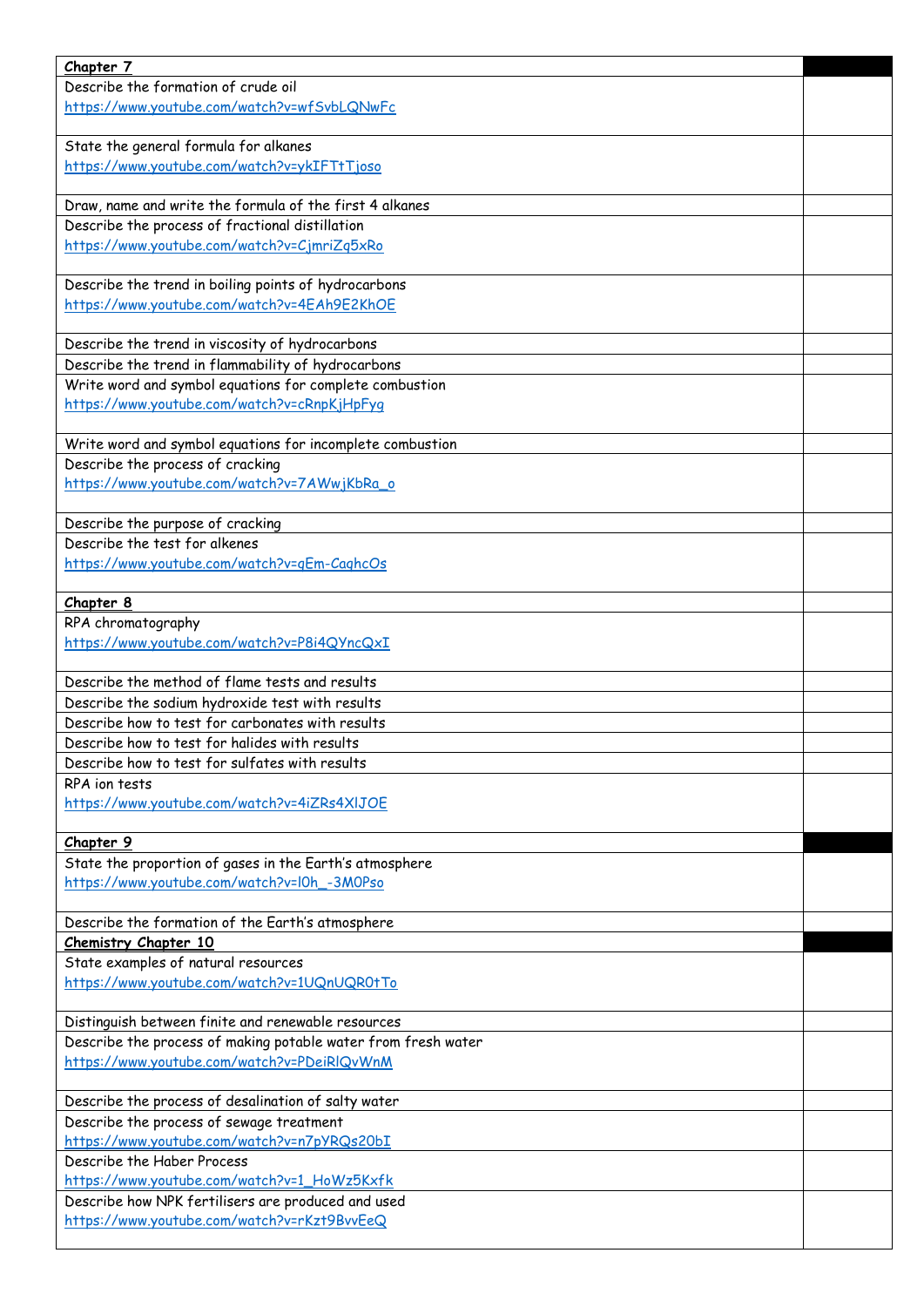| | |
|---|---|
| **Chapter 7** | |
| Describe the formation of crude oil<br>https://www.youtube.com/watch?v=wfSvbLQNwFc | |
| State the general formula for alkanes<br>https://www.youtube.com/watch?v=ykIFTtTjoso | |
| Draw, name and write the formula of the first 4 alkanes | |
| Describe the process of fractional distillation<br>https://www.youtube.com/watch?v=CjmriZq5xRo | |
| Describe the trend in boiling points of hydrocarbons<br>https://www.youtube.com/watch?v=4EAh9E2KhOE | |
| Describe the trend in viscosity of hydrocarbons | |
| Describe the trend in flammability of hydrocarbons | |
| Write word and symbol equations for complete combustion<br>https://www.youtube.com/watch?v=cRnpKjHpFyg | |
| Write word and symbol equations for incomplete combustion | |
| Describe the process of cracking<br>https://www.youtube.com/watch?v=7AWwjKbRa_o | |
| Describe the purpose of cracking | |
| Describe the test for alkenes<br>https://www.youtube.com/watch?v=qEm-CaqhcOs | |
| **Chapter 8** | |
| RPA chromatography<br>https://www.youtube.com/watch?v=P8i4QYncQxI | |
| Describe the method of flame tests and results | |
| Describe the sodium hydroxide test with results | |
| Describe how to test for carbonates with results | |
| Describe how to test for halides with results | |
| Describe how to test for sulfates with results | |
| RPA ion tests<br>https://www.youtube.com/watch?v=4iZRs4XlJOE | |
| **Chapter 9** | |
| State the proportion of gases in the Earth's atmosphere<br>https://www.youtube.com/watch?v=l0h_-3M0Pso | |
| Describe the formation of the Earth's atmosphere | |
| **Chemistry Chapter 10** | |
| State examples of natural resources<br>https://www.youtube.com/watch?v=1UQnUQR0tTo | |
| Distinguish between finite and renewable resources | |
| Describe the process of making potable water from fresh water<br>https://www.youtube.com/watch?v=PDeiRlQvWnM | |
| Describe the process of desalination of salty water | |
| Describe the process of sewage treatment<br>https://www.youtube.com/watch?v=n7pYRQs20bI | |
| Describe the Haber Process<br>https://www.youtube.com/watch?v=1_HoWz5Kxfk | |
| Describe how NPK fertilisers are produced and used<br>https://www.youtube.com/watch?v=rKzt9BvvEeQ | |